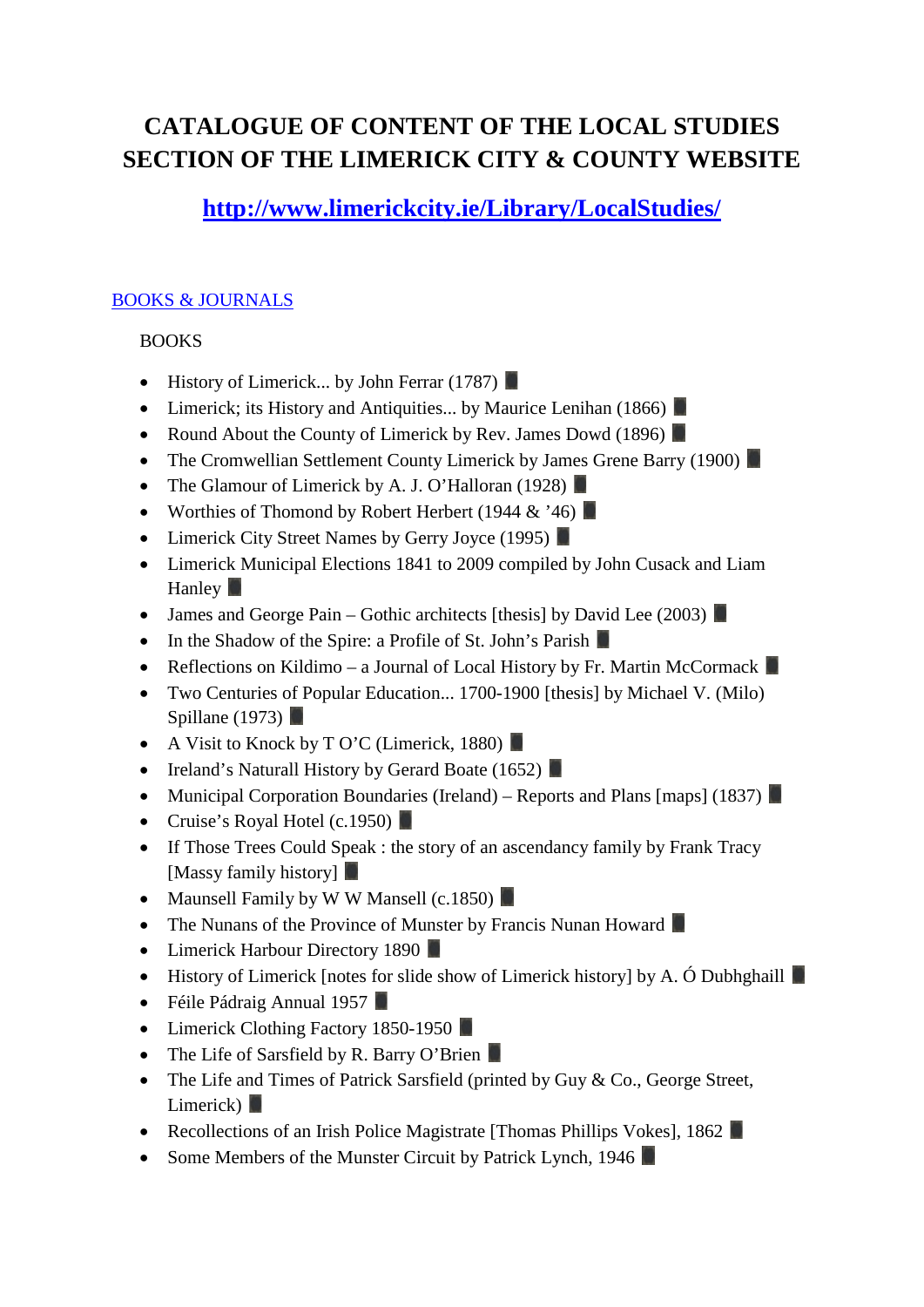# CATALOGUE OF CONTENT OF THE LOCAL STUDIES SECTION OF THE LIMERICK CITY & COUNTY WEBSITE

**http://www.limerickcity.ie/Library/LocalStudies/**

BOOKS & JOURNALS

BOOKS

- History of Limerick... by John Ferrar (1787)
- Limerick; its History and Antiquities... by Maurice Lenihan (1866)
- Round About the County of Limerick by Rev. James Dowd (1896)
- The Cromwellian Settlement County Limerick by James Grene Barry (1900)
- The Glamour of Limerick by A. J. O'Halloran (1928)
- Worthies of Thomond by Robert Herbert (1944 & '46)
- Limerick City Street Names by Gerry Joyce (1995)
- Limerick Municipal Elections 1841 to 2009 compiled by John Cusack and Liam Hanley
- James and George Pain – Gothic architects [thesis] by David Lee (2003)
- In the Shadow of the Spire: a Profile of St. John's Parish
- Reflections on Kildimo – a Journal of Local History by Fr. Martin McCormack
- Two Centuries of Popular Education... 1700-1900 [thesis] by Michael V. (Milo) Spillane (1973)
- A Visit to Knock by T O'C (Limerick, 1880)
- Ireland's Naturall History by Gerard Boate (1652)
- Municipal Corporation Boundaries (Ireland) – Reports and Plans [maps] (1837)
- Cruise's Royal Hotel (c.1950)
- If Those Trees Could Speak : the story of an ascendancy family by Frank Tracy [Massy family history]
- Maunsell Family by W W Mansell (c.1850)
- The Nunans of the Province of Munster by Francis Nunan Howard
- Limerick Harbour Directory 1890
- History of Limerick [notes for slide show of Limerick history] by A. Ó Dubhghaill
- Féile Pádraig Annual 1957
- Limerick Clothing Factory 1850-1950
- The Life of Sarsfield by R. Barry O'Brien
- The Life and Times of Patrick Sarsfield (printed by Guy & Co., George Street, Limerick)
- Recollections of an Irish Police Magistrate [Thomas Phillips Vokes], 1862
- Some Members of the Munster Circuit by Patrick Lynch, 1946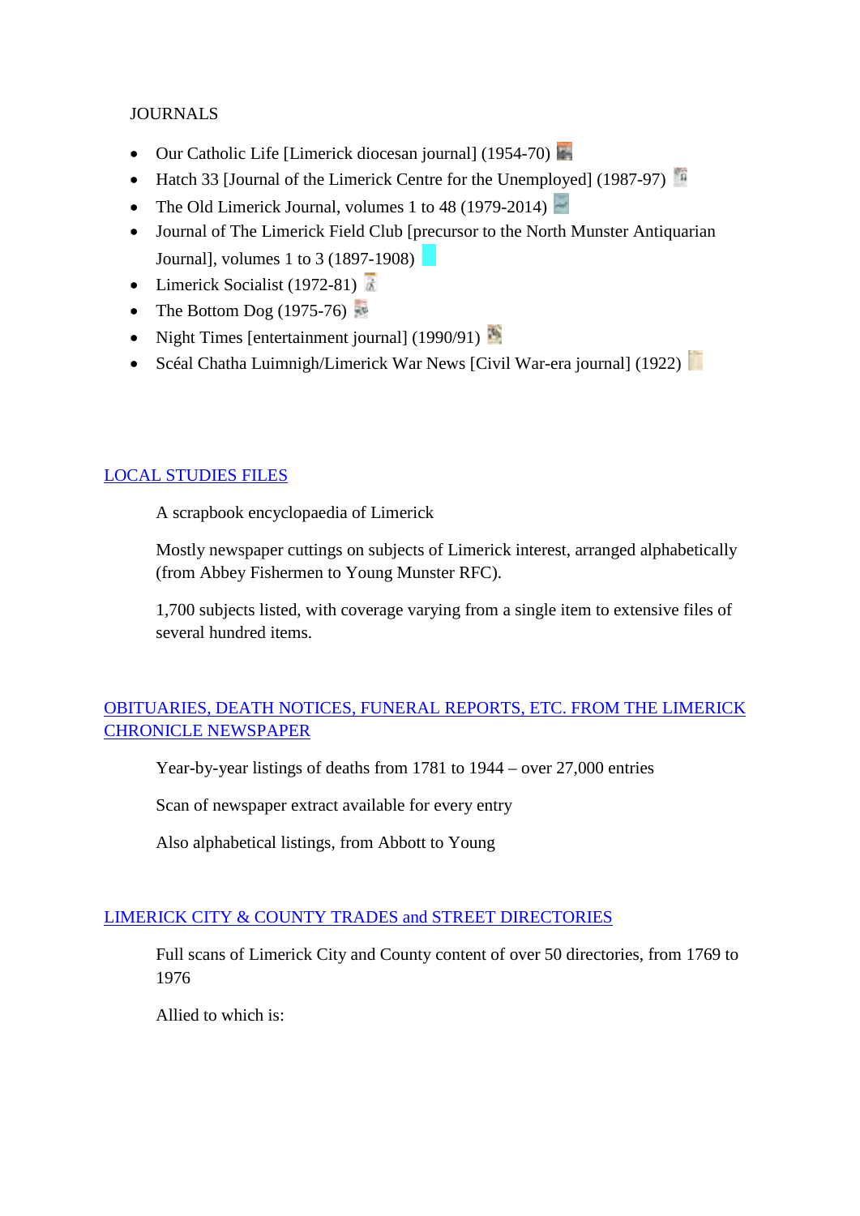JOURNALS

- Our Catholic Life [Limerick diocesan journal] (1954-70)
- Hatch 33 [Journal of the Limerick Centre for the Unemployed] (1987-97)
- The Old Limerick Journal, volumes 1 to 48 (1979-2014)
- Journal of The Limerick Field Club [precursor to the North Munster Antiquarian Journal], volumes 1 to 3 (1897-1908)
- Limerick Socialist (1972-81)
- The Bottom Dog (1975-76)
- Night Times [entertainment journal] (1990/91)
- Scéal Chatha Luimnigh/Limerick War News [Civil War-era journal] (1922)

## LOCAL STUDIES FILES

A scrapbook encyclopaedia of Limerick

Mostly newspaper cuttings on subjects of Limerick interest, arranged alphabetically (from Abbey Fishermen to Young Munster RFC).

1,700 subjects listed, with coverage varying from a single item to extensive files of several hundred items.

## OBITUARIES, DEATH NOTICES, FUNERAL REPORTS, ETC. FROM THE LIMERICK CHRONICLE NEWSPAPER

Year-by-year listings of deaths from 1781 to 1944 – over 27,000 entries

Scan of newspaper extract available for every entry

Also alphabetical listings, from Abbott to Young

## LIMERICK CITY & COUNTY TRADES and STREET DIRECTORIES

Full scans of Limerick City and County content of over 50 directories, from 1769 to 1976

Allied to which is: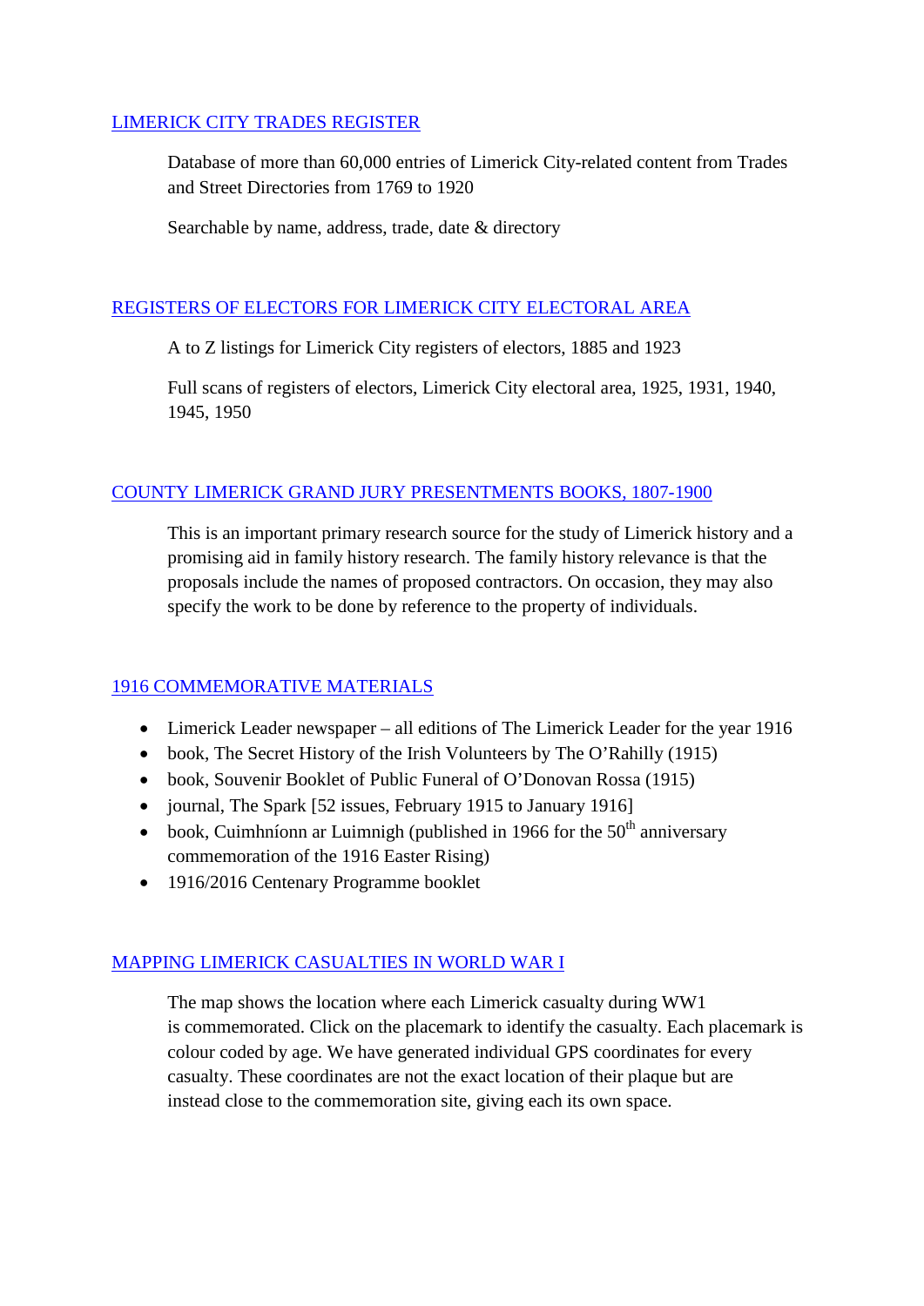## LIMERICK CITY TRADES REGISTER

Database of more than 60,000 entries of Limerick City-related content from Trades and Street Directories from 1769 to 1920

Searchable by name, address, trade, date & directory

## REGISTERS OF ELECTORS FOR LIMERICK CITY ELECTORAL AREA

A to Z listings for Limerick City registers of electors, 1885 and 1923

Full scans of registers of electors, Limerick City electoral area, 1925, 1931, 1940, 1945, 1950

## COUNTY LIMERICK GRAND JURY PRESENTMENTS BOOKS, 1807-1900

This is an important primary research source for the study of Limerick history and a promising aid in family history research. The family history relevance is that the proposals include the names of proposed contractors. On occasion, they may also specify the work to be done by reference to the property of individuals.

## 1916 COMMEMORATIVE MATERIALS

- Limerick Leader newspaper – all editions of The Limerick Leader for the year 1916
- book, The Secret History of the Irish Volunteers by The O'Rahilly (1915)
- book, Souvenir Booklet of Public Funeral of O'Donovan Rossa (1915)
- journal, The Spark [52 issues, February 1915 to January 1916]
- book, Cuimhníonn ar Luimnigh (published in 1966 for the 50th anniversary commemoration of the 1916 Easter Rising)
- 1916/2016 Centenary Programme booklet

## MAPPING LIMERICK CASUALTIES IN WORLD WAR I

The map shows the location where each Limerick casualty during WW1 is commemorated. Click on the placemark to identify the casualty. Each placemark is colour coded by age. We have generated individual GPS coordinates for every casualty. These coordinates are not the exact location of their plaque but are instead close to the commemoration site, giving each its own space.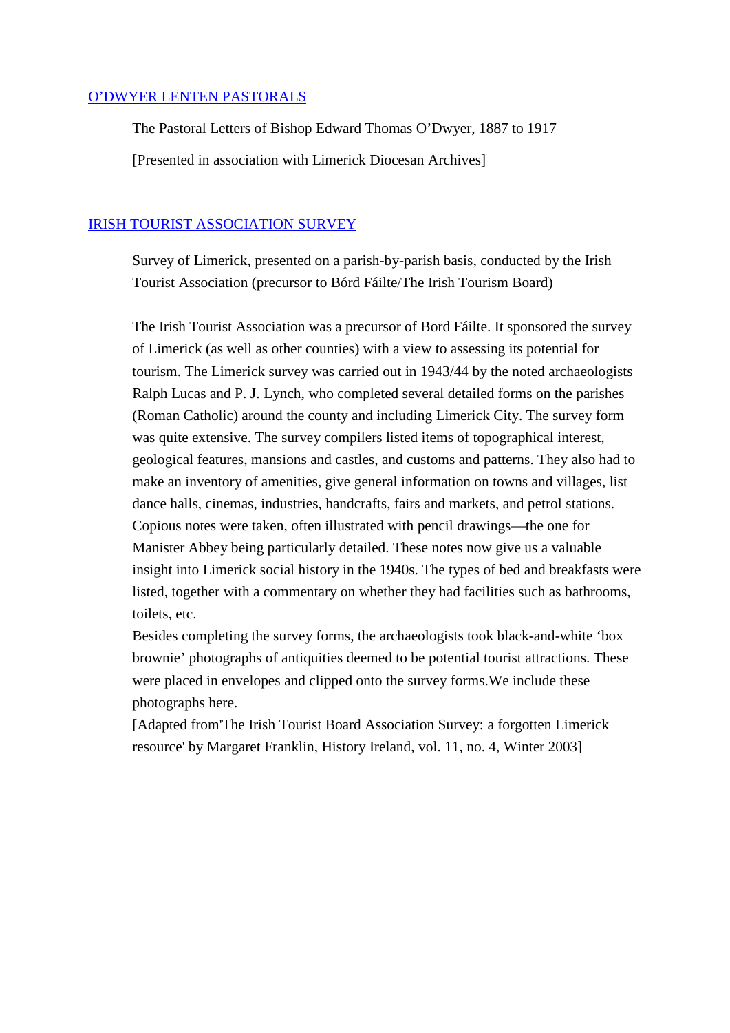## [O'DWYER LENTEN PASTORALS]

The Pastoral Letters of Bishop Edward Thomas O'Dwyer, 1887 to 1917

[Presented in association with Limerick Diocesan Archives]

## [IRISH TOURIST ASSOCIATION SURVEY]

Survey of Limerick, presented on a parish-by-parish basis, conducted by the Irish Tourist Association (precursor to Bórd Fáilte/The Irish Tourism Board)

The Irish Tourist Association was a precursor of Bord Fáilte. It sponsored the survey of Limerick (as well as other counties) with a view to assessing its potential for tourism. The Limerick survey was carried out in 1943/44 by the noted archaeologists Ralph Lucas and P. J. Lynch, who completed several detailed forms on the parishes (Roman Catholic) around the county and including Limerick City. The survey form was quite extensive. The survey compilers listed items of topographical interest, geological features, mansions and castles, and customs and patterns. They also had to make an inventory of amenities, give general information on towns and villages, list dance halls, cinemas, industries, handcrafts, fairs and markets, and petrol stations. Copious notes were taken, often illustrated with pencil drawings—the one for Manister Abbey being particularly detailed. These notes now give us a valuable insight into Limerick social history in the 1940s. The types of bed and breakfasts were listed, together with a commentary on whether they had facilities such as bathrooms, toilets, etc.
Besides completing the survey forms, the archaeologists took black-and-white 'box brownie' photographs of antiquities deemed to be potential tourist attractions. These were placed in envelopes and clipped onto the survey forms.We include these photographs here.
[Adapted from'The Irish Tourist Board Association Survey: a forgotten Limerick resource' by Margaret Franklin, History Ireland, vol. 11, no. 4, Winter 2003]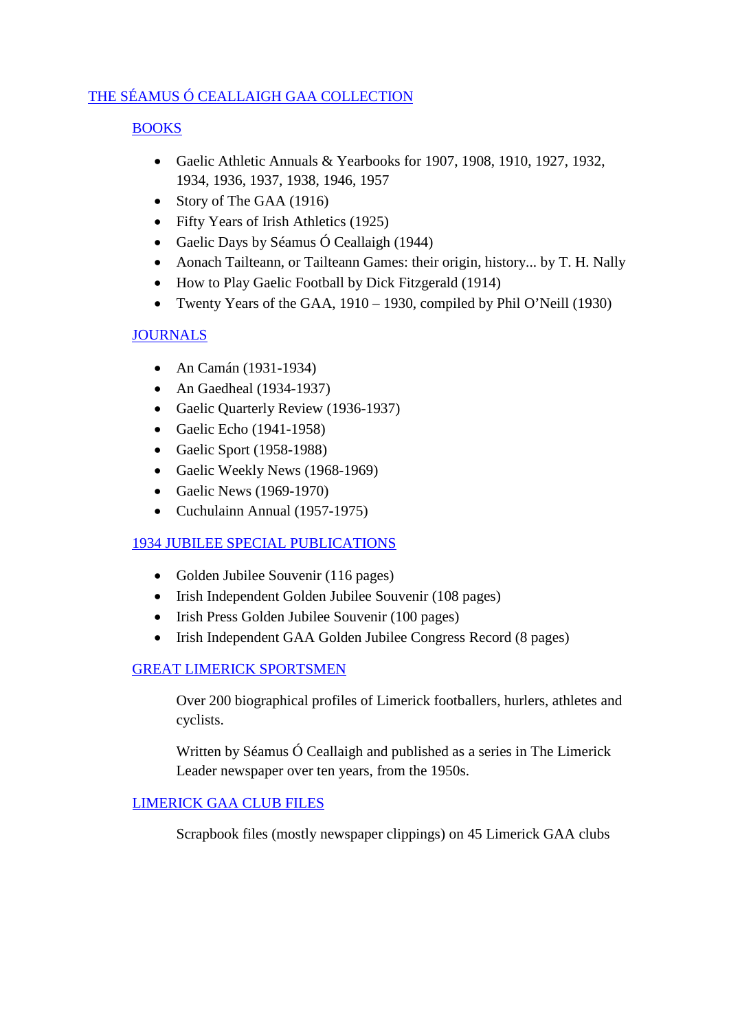# THE SÉAMUS Ó CEALLAIGH GAA COLLECTION

## BOOKS

- Gaelic Athletic Annuals & Yearbooks for 1907, 1908, 1910, 1927, 1932, 1934, 1936, 1937, 1938, 1946, 1957
- Story of The GAA (1916)
- Fifty Years of Irish Athletics (1925)
- Gaelic Days by Séamus Ó Ceallaigh (1944)
- Aonach Tailteann, or Tailteann Games: their origin, history... by T. H. Nally
- How to Play Gaelic Football by Dick Fitzgerald (1914)
- Twenty Years of the GAA, 1910 – 1930, compiled by Phil O'Neill (1930)

## JOURNALS

- An Camán (1931-1934)
- An Gaedheal (1934-1937)
- Gaelic Quarterly Review (1936-1937)
- Gaelic Echo (1941-1958)
- Gaelic Sport (1958-1988)
- Gaelic Weekly News (1968-1969)
- Gaelic News (1969-1970)
- Cuchulainn Annual (1957-1975)

## 1934 JUBILEE SPECIAL PUBLICATIONS

- Golden Jubilee Souvenir (116 pages)
- Irish Independent Golden Jubilee Souvenir (108 pages)
- Irish Press Golden Jubilee Souvenir (100 pages)
- Irish Independent GAA Golden Jubilee Congress Record (8 pages)

## GREAT LIMERICK SPORTSMEN

Over 200 biographical profiles of Limerick footballers, hurlers, athletes and cyclists.

Written by Séamus Ó Ceallaigh and published as a series in The Limerick Leader newspaper over ten years, from the 1950s.

## LIMERICK GAA CLUB FILES

Scrapbook files (mostly newspaper clippings) on 45 Limerick GAA clubs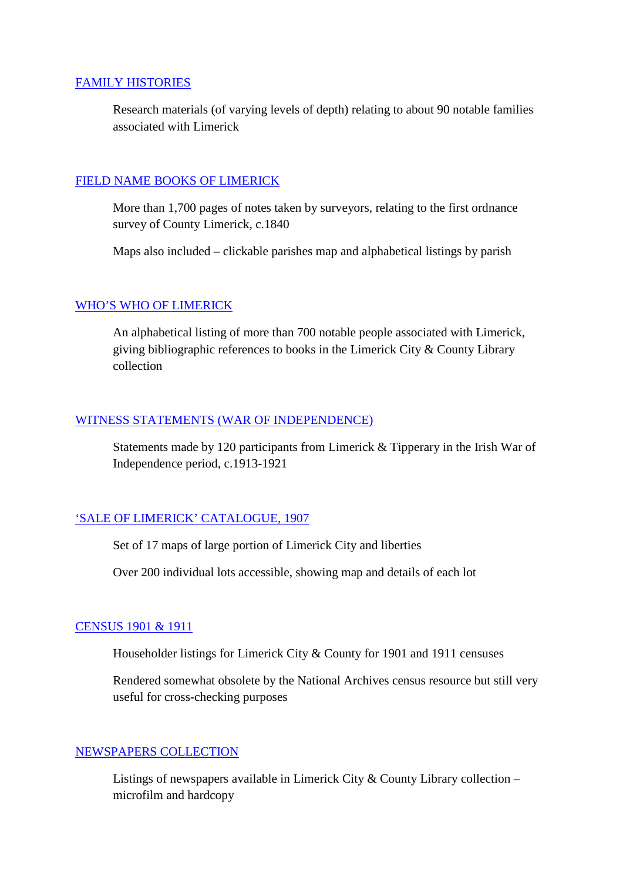## FAMILY HISTORIES

Research materials (of varying levels of depth) relating to about 90 notable families associated with Limerick

## FIELD NAME BOOKS OF LIMERICK

More than 1,700 pages of notes taken by surveyors, relating to the first ordnance survey of County Limerick, c.1840

Maps also included – clickable parishes map and alphabetical listings by parish

## WHO'S WHO OF LIMERICK

An alphabetical listing of more than 700 notable people associated with Limerick, giving bibliographic references to books in the Limerick City & County Library collection

## WITNESS STATEMENTS (WAR OF INDEPENDENCE)

Statements made by 120 participants from Limerick & Tipperary in the Irish War of Independence period, c.1913-1921

## 'SALE OF LIMERICK' CATALOGUE, 1907

Set of 17 maps of large portion of Limerick City and liberties

Over 200 individual lots accessible, showing map and details of each lot

## CENSUS 1901 & 1911

Householder listings for Limerick City & County for 1901 and 1911 censuses

Rendered somewhat obsolete by the National Archives census resource but still very useful for cross-checking purposes

## NEWSPAPERS COLLECTION

Listings of newspapers available in Limerick City & County Library collection – microfilm and hardcopy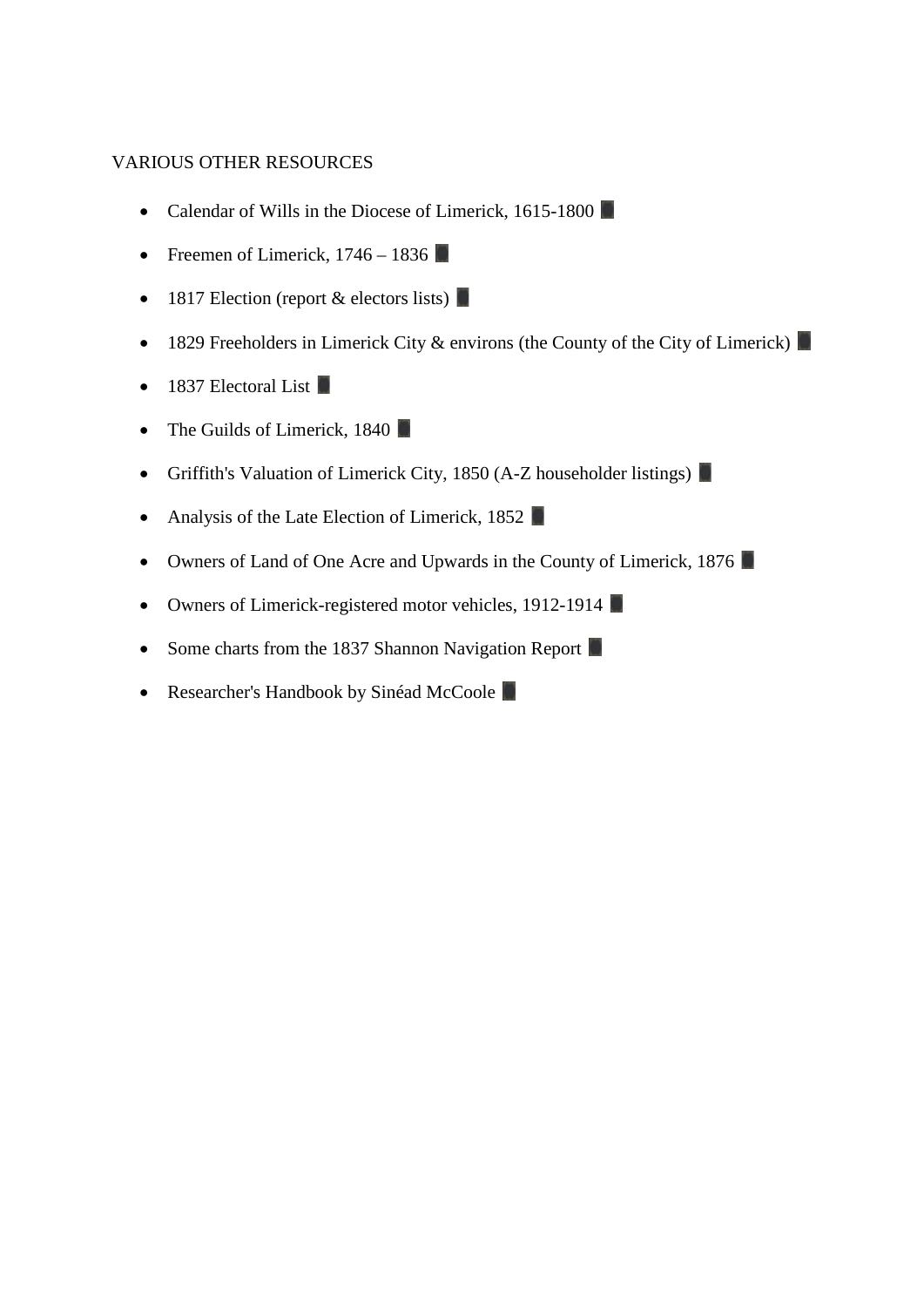VARIOUS OTHER RESOURCES

- Calendar of Wills in the Diocese of Limerick, 1615-1800
- Freemen of Limerick, 1746 – 1836
- 1817 Election (report & electors lists)
- 1829 Freeholders in Limerick City & environs (the County of the City of Limerick)
- 1837 Electoral List
- The Guilds of Limerick, 1840
- Griffith's Valuation of Limerick City, 1850 (A-Z householder listings)
- Analysis of the Late Election of Limerick, 1852
- Owners of Land of One Acre and Upwards in the County of Limerick, 1876
- Owners of Limerick-registered motor vehicles, 1912-1914
- Some charts from the 1837 Shannon Navigation Report
- Researcher's Handbook by Sinéad McCoole